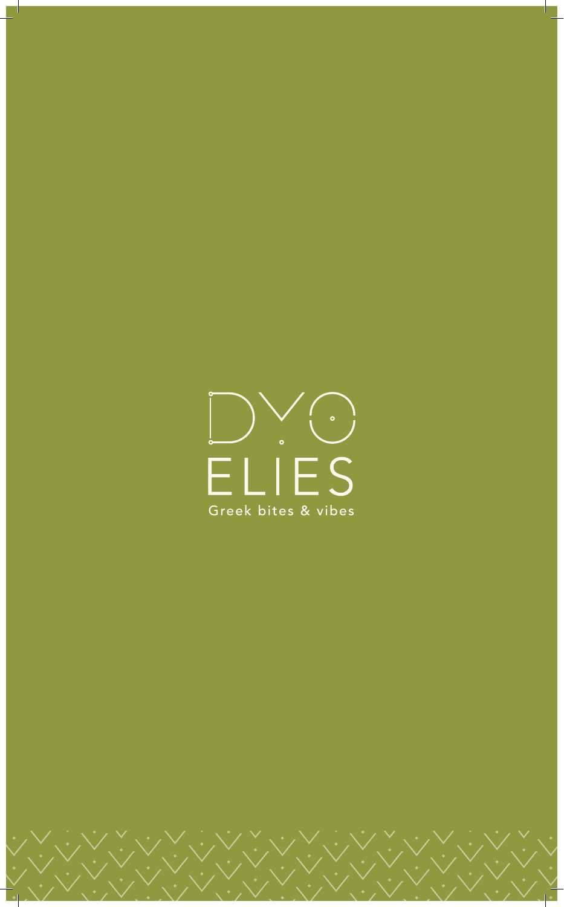# DYO ELIES

Greek bites & vibes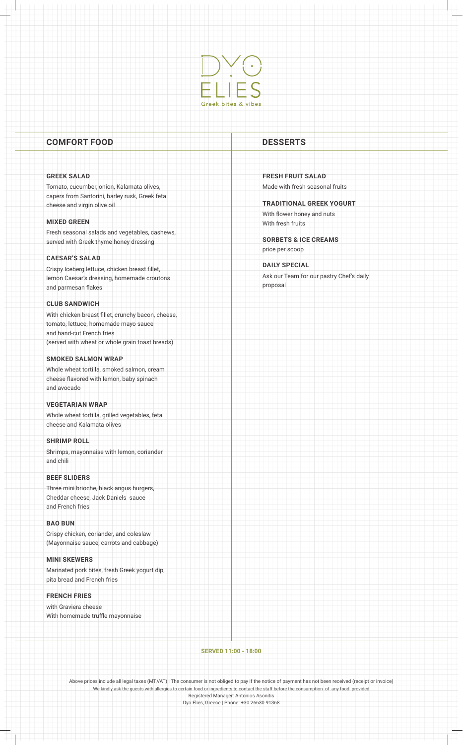# DYO ELIES

Greek bites & vibes

## COMFORT FOOD

**GREEK SALAD**

Tomato, cucumber, onion, Kalamata olives, capers from Santorini, barley rusk, Greek feta cheese and virgin olive oil

**MIXED GREEN**

Fresh seasonal salads and vegetables, cashews, served with Greek thyme honey dressing

**CAESAR'S SALAD**

Crispy Iceberg lettuce, chicken breast fillet, lemon Caesar's dressing, homemade croutons and parmesan flakes

**CLUB SANDWICH**

With chicken breast fillet, crunchy bacon, cheese, tomato, lettuce, homemade mayo sauce and hand-cut French fries
(served with wheat or whole grain toast breads)

**SMOKED SALMON WRAP**

Whole wheat tortilla, smoked salmon, cream cheese flavored with lemon, baby spinach and avocado

**VEGETARIAN WRAP**

Whole wheat tortilla, grilled vegetables, feta cheese and Kalamata olives

**SHRIMP ROLL**

Shrimps, mayonnaise with lemon, coriander and chili

**BEEF SLIDERS**

Three mini brioche, black angus burgers, Cheddar cheese, Jack Daniels sauce and French fries

**BAO BUN**

Crispy chicken, coriander, and coleslaw
(Mayonnaise sauce, carrots and cabbage)

**MINI SKEWERS**

Marinated pork bites, fresh Greek yogurt dip, pita bread and French fries

**FRENCH FRIES**

with Graviera cheese
With homemade truffle mayonnaise

## DESSERTS

**FRESH FRUIT SALAD**

Made with fresh seasonal fruits

**TRADITIONAL GREEK YOGURT**

With flower honey and nuts
With fresh fruits

**SORBETS & ICE CREAMS**

price per scoop

**DAILY SPECIAL**

Ask our Team for our pastry Chef's daily proposal

**SERVED 11:00 - 18:00**

Above prices include all legal taxes (MT,VAT) | The consumer is not obliged to pay if the notice of payment has not been received (receipt or invoice)
We kindly ask the guests with allergies to certain food or ingredients to contact the staff before the consumption of any food provided
Registered Manager: Antonios Asonitis
Dyo Elies, Greece | Phone: +30 26630 91368